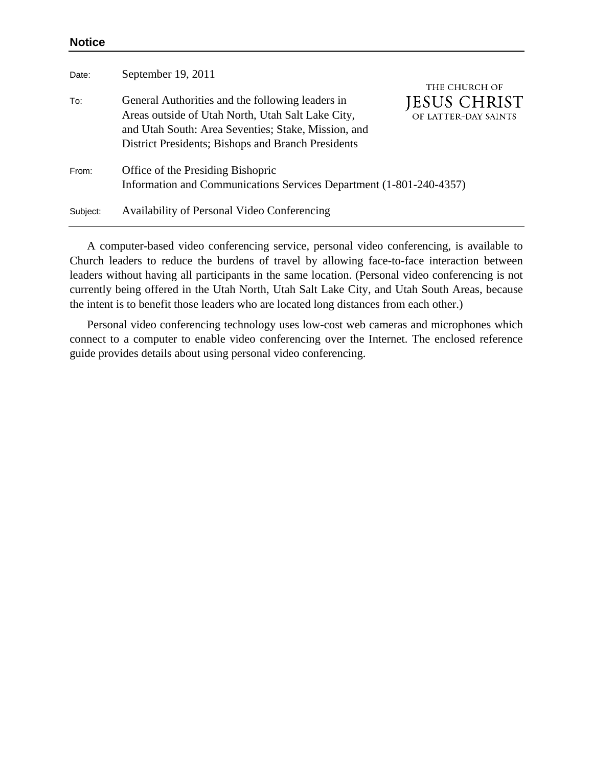**Notice**

| | |
|---|---|
| Date: | September 19, 2011 |
| To: | General Authorities and the following leaders in Areas outside of Utah North, Utah Salt Lake City, and Utah South: Area Seventies; Stake, Mission, and District Presidents; Bishops and Branch Presidents |
| From: | Office of the Presiding Bishopric<br>Information and Communications Services Department (1-801-240-4357) |
| Subject: | Availability of Personal Video Conferencing |

THE CHURCH OF JESUS CHRIST OF LATTER-DAY SAINTS

A computer-based video conferencing service, personal video conferencing, is available to Church leaders to reduce the burdens of travel by allowing face-to-face interaction between leaders without having all participants in the same location. (Personal video conferencing is not currently being offered in the Utah North, Utah Salt Lake City, and Utah South Areas, because the intent is to benefit those leaders who are located long distances from each other.)

Personal video conferencing technology uses low-cost web cameras and microphones which connect to a computer to enable video conferencing over the Internet. The enclosed reference guide provides details about using personal video conferencing.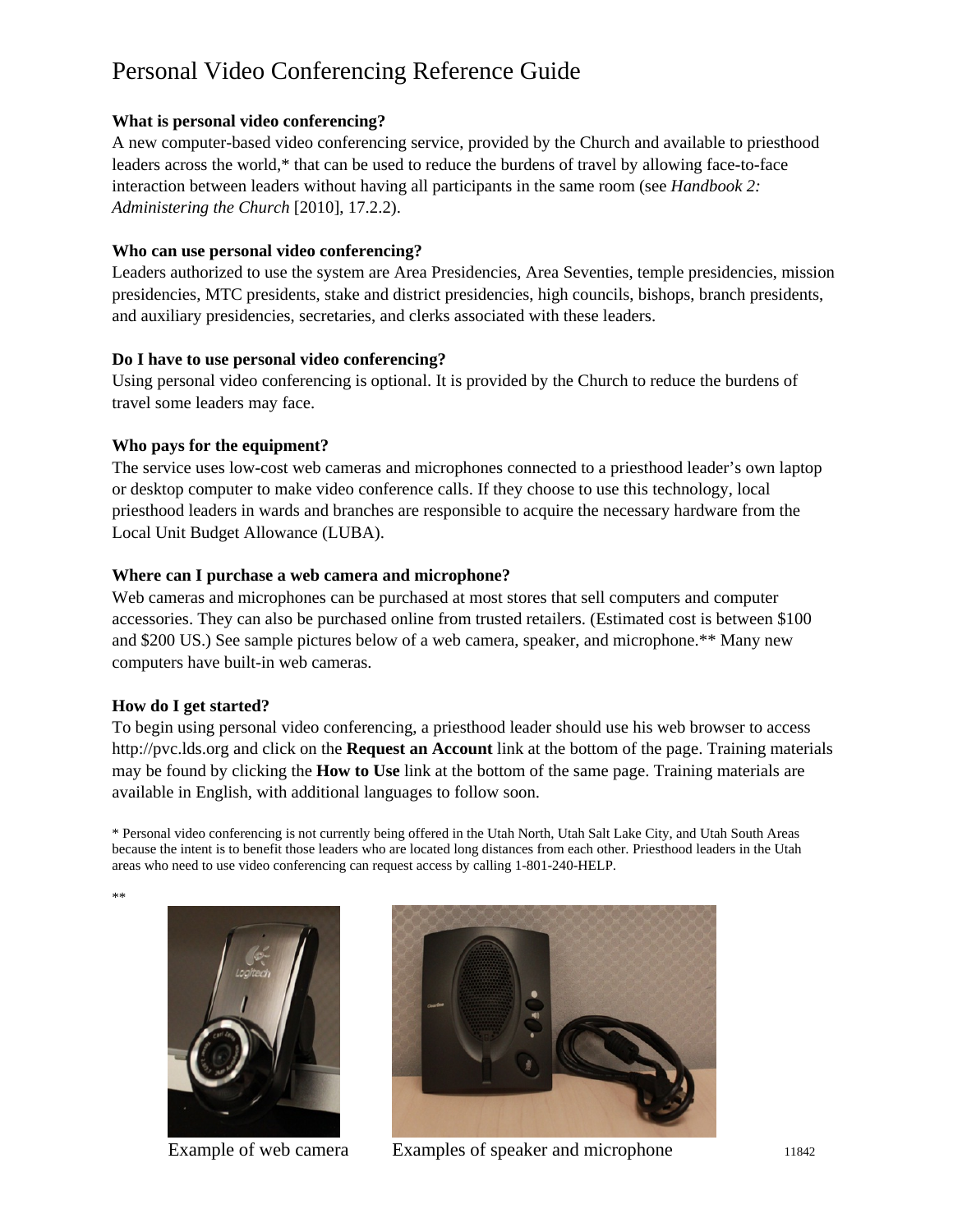# Personal Video Conferencing Reference Guide

**What is personal video conferencing?**

A new computer-based video conferencing service, provided by the Church and available to priesthood leaders across the world,* that can be used to reduce the burdens of travel by allowing face-to-face interaction between leaders without having all participants in the same room (see *Handbook 2: Administering the Church* [2010], 17.2.2).

**Who can use personal video conferencing?**

Leaders authorized to use the system are Area Presidencies, Area Seventies, temple presidencies, mission presidencies, MTC presidents, stake and district presidencies, high councils, bishops, branch presidents, and auxiliary presidencies, secretaries, and clerks associated with these leaders.

**Do I have to use personal video conferencing?**

Using personal video conferencing is optional. It is provided by the Church to reduce the burdens of travel some leaders may face.

**Who pays for the equipment?**

The service uses low-cost web cameras and microphones connected to a priesthood leader's own laptop or desktop computer to make video conference calls. If they choose to use this technology, local priesthood leaders in wards and branches are responsible to acquire the necessary hardware from the Local Unit Budget Allowance (LUBA).

**Where can I purchase a web camera and microphone?**

Web cameras and microphones can be purchased at most stores that sell computers and computer accessories. They can also be purchased online from trusted retailers. (Estimated cost is between $100 and $200 US.) See sample pictures below of a web camera, speaker, and microphone.** Many new computers have built-in web cameras.

**How do I get started?**

To begin using personal video conferencing, a priesthood leader should use his web browser to access http://pvc.lds.org and click on the **Request an Account** link at the bottom of the page. Training materials may be found by clicking the **How to Use** link at the bottom of the same page. Training materials are available in English, with additional languages to follow soon.

* Personal video conferencing is not currently being offered in the Utah North, Utah Salt Lake City, and Utah South Areas because the intent is to benefit those leaders who are located long distances from each other. Priesthood leaders in the Utah areas who need to use video conferencing can request access by calling 1-801-240-HELP.

**

Example of web camera

Examples of speaker and microphone

11842